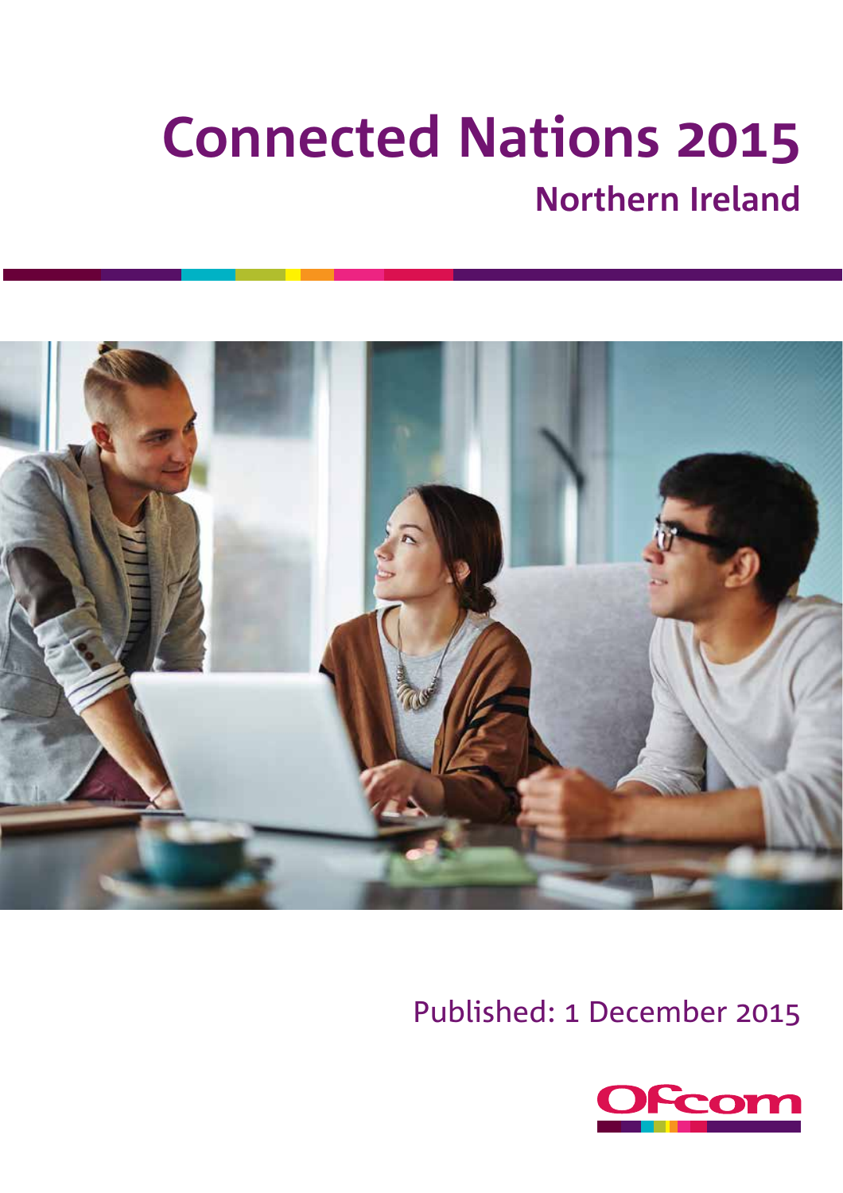# Connected Nations 2015

## Northern Ireland

Published: 1 December 2015

Ofcom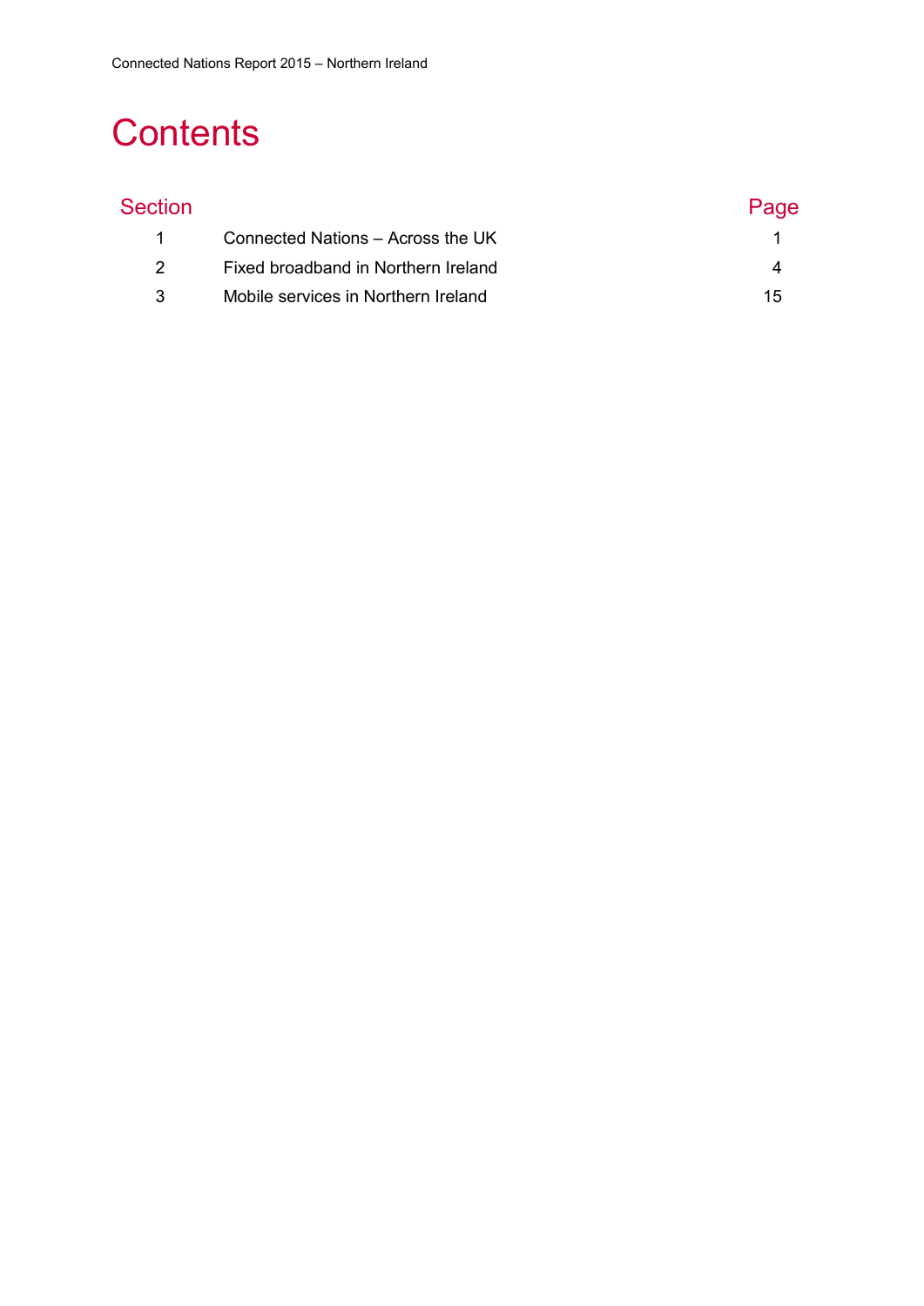# Contents

| Section | | Page |
|---|---|---|
| 1 | Connected Nations – Across the UK | 1 |
| 2 | Fixed broadband in Northern Ireland | 4 |
| 3 | Mobile services in Northern Ireland | 15 |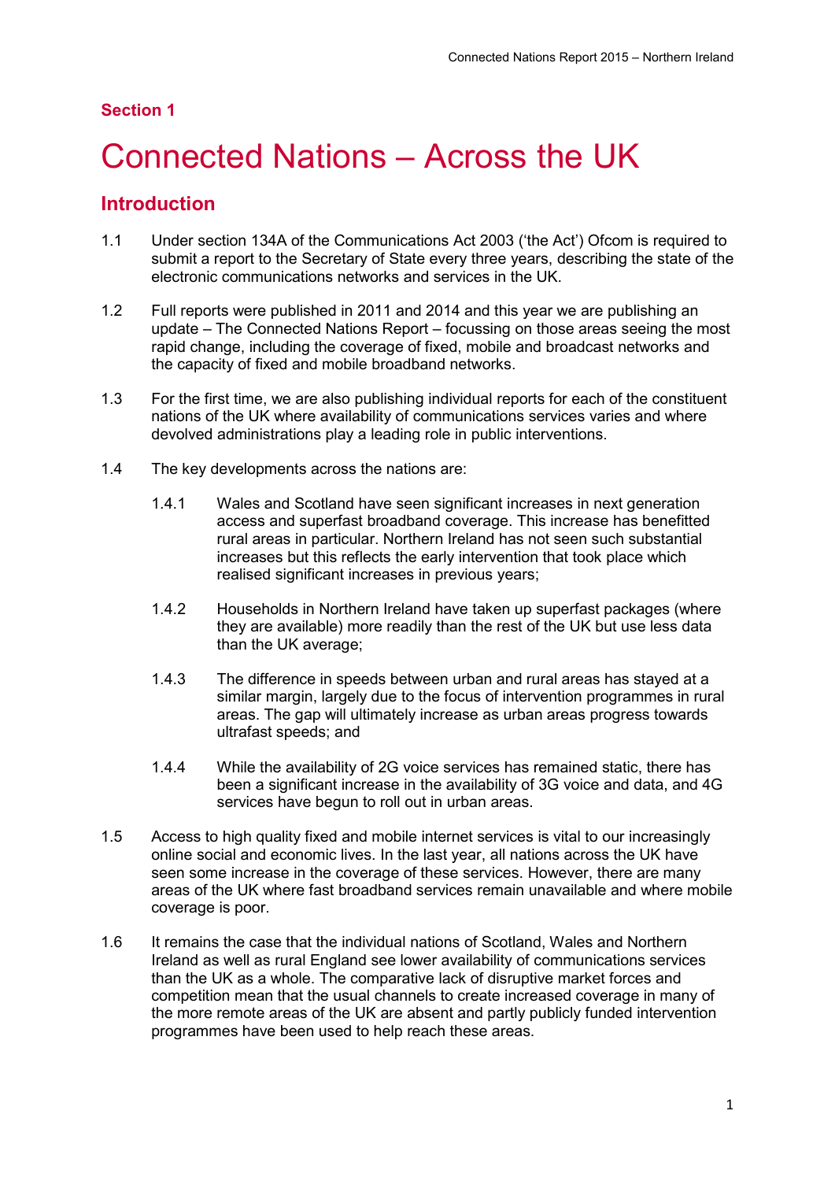## Section 1

# Connected Nations – Across the UK

## Introduction

1.1 Under section 134A of the Communications Act 2003 ('the Act') Ofcom is required to submit a report to the Secretary of State every three years, describing the state of the electronic communications networks and services in the UK.

1.2 Full reports were published in 2011 and 2014 and this year we are publishing an update – The Connected Nations Report – focussing on those areas seeing the most rapid change, including the coverage of fixed, mobile and broadcast networks and the capacity of fixed and mobile broadband networks.

1.3 For the first time, we are also publishing individual reports for each of the constituent nations of the UK where availability of communications services varies and where devolved administrations play a leading role in public interventions.

1.4 The key developments across the nations are:

1.4.1 Wales and Scotland have seen significant increases in next generation access and superfast broadband coverage. This increase has benefitted rural areas in particular. Northern Ireland has not seen such substantial increases but this reflects the early intervention that took place which realised significant increases in previous years;

1.4.2 Households in Northern Ireland have taken up superfast packages (where they are available) more readily than the rest of the UK but use less data than the UK average;

1.4.3 The difference in speeds between urban and rural areas has stayed at a similar margin, largely due to the focus of intervention programmes in rural areas. The gap will ultimately increase as urban areas progress towards ultrafast speeds; and

1.4.4 While the availability of 2G voice services has remained static, there has been a significant increase in the availability of 3G voice and data, and 4G services have begun to roll out in urban areas.

1.5 Access to high quality fixed and mobile internet services is vital to our increasingly online social and economic lives. In the last year, all nations across the UK have seen some increase in the coverage of these services. However, there are many areas of the UK where fast broadband services remain unavailable and where mobile coverage is poor.

1.6 It remains the case that the individual nations of Scotland, Wales and Northern Ireland as well as rural England see lower availability of communications services than the UK as a whole. The comparative lack of disruptive market forces and competition mean that the usual channels to create increased coverage in many of the more remote areas of the UK are absent and partly publicly funded intervention programmes have been used to help reach these areas.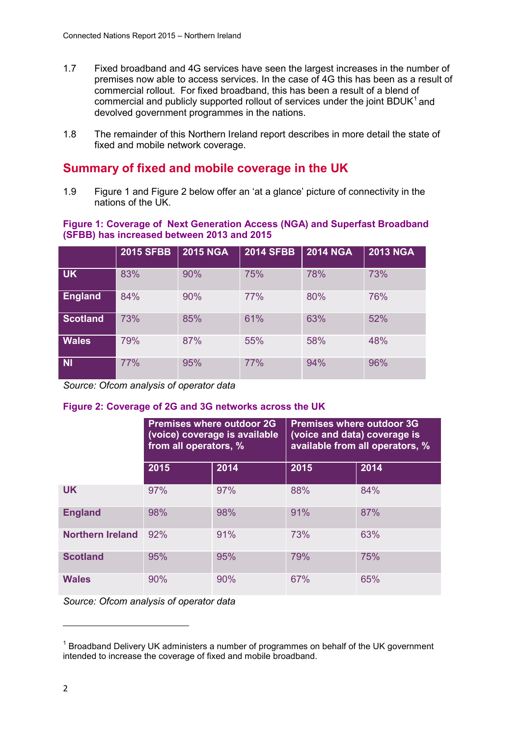1.7 Fixed broadband and 4G services have seen the largest increases in the number of premises now able to access services. In the case of 4G this has been as a result of commercial rollout. For fixed broadband, this has been a result of a blend of commercial and publicly supported rollout of services under the joint BDUK[1] and devolved government programmes in the nations.

1.8 The remainder of this Northern Ireland report describes in more detail the state of fixed and mobile network coverage.

## Summary of fixed and mobile coverage in the UK

1.9 Figure 1 and Figure 2 below offer an 'at a glance' picture of connectivity in the nations of the UK.

**Figure 1: Coverage of Next Generation Access (NGA) and Superfast Broadband (SFBB) has increased between 2013 and 2015**

| | 2015 SFBB | 2015 NGA | 2014 SFBB | 2014 NGA | 2013 NGA |
|---|---|---|---|---|---|
| UK | 83% | 90% | 75% | 78% | 73% |
| England | 84% | 90% | 77% | 80% | 76% |
| Scotland | 73% | 85% | 61% | 63% | 52% |
| Wales | 79% | 87% | 55% | 58% | 48% |
| NI | 77% | 95% | 77% | 94% | 96% |

*Source: Ofcom analysis of operator data*

**Figure 2: Coverage of 2G and 3G networks across the UK**

| | Premises where outdoor 2G (voice) coverage is available from all operators, % | | Premises where outdoor 3G (voice and data) coverage is available from all operators, % | |
|---|---|---|---|---|
| | 2015 | 2014 | 2015 | 2014 |
| UK | 97% | 97% | 88% | 84% |
| England | 98% | 98% | 91% | 87% |
| Northern Ireland | 92% | 91% | 73% | 63% |
| Scotland | 95% | 95% | 79% | 75% |
| Wales | 90% | 90% | 67% | 65% |

*Source: Ofcom analysis of operator data*

[1] Broadband Delivery UK administers a number of programmes on behalf of the UK government intended to increase the coverage of fixed and mobile broadband.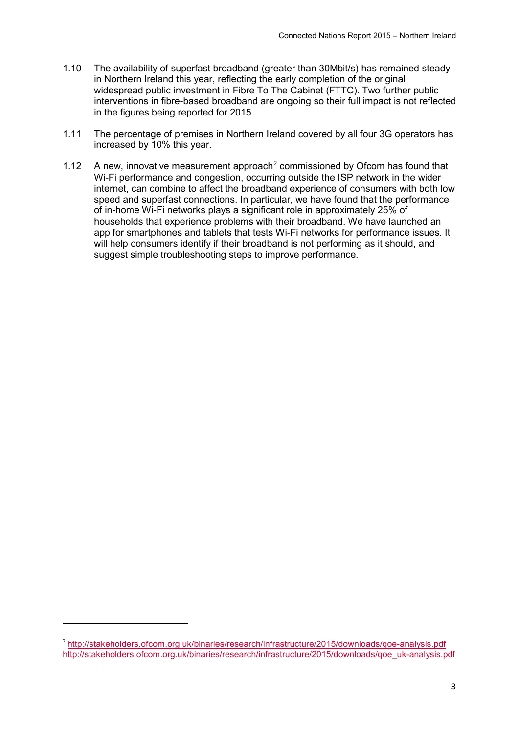1.10 The availability of superfast broadband (greater than 30Mbit/s) has remained steady in Northern Ireland this year, reflecting the early completion of the original widespread public investment in Fibre To The Cabinet (FTTC). Two further public interventions in fibre-based broadband are ongoing so their full impact is not reflected in the figures being reported for 2015.

1.11 The percentage of premises in Northern Ireland covered by all four 3G operators has increased by 10% this year.

1.12 A new, innovative measurement approach[2] commissioned by Ofcom has found that Wi-Fi performance and congestion, occurring outside the ISP network in the wider internet, can combine to affect the broadband experience of consumers with both low speed and superfast connections. In particular, we have found that the performance of in-home Wi-Fi networks plays a significant role in approximately 25% of households that experience problems with their broadband. We have launched an app for smartphones and tablets that tests Wi-Fi networks for performance issues. It will help consumers identify if their broadband is not performing as it should, and suggest simple troubleshooting steps to improve performance.

---

[2] http://stakeholders.ofcom.org.uk/binaries/research/infrastructure/2015/downloads/qoe-analysis.pdf
http://stakeholders.ofcom.org.uk/binaries/research/infrastructure/2015/downloads/qoe_uk-analysis.pdf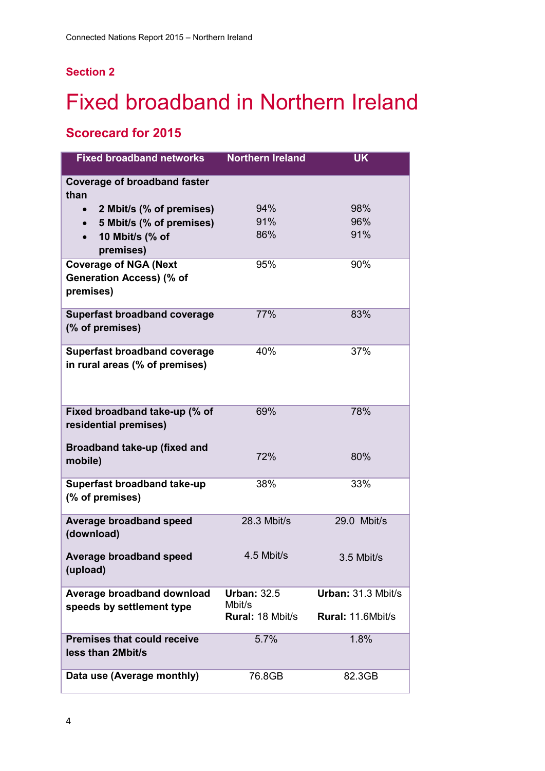## Section 2

# Fixed broadband in Northern Ireland

## Scorecard for 2015

| Fixed broadband networks | Northern Ireland | UK |
|---|---|---|
| **Coverage of broadband faster than** | | |
| • **2 Mbit/s (% of premises)** | 94% | 98% |
| • **5 Mbit/s (% of premises)** | 91% | 96% |
| • **10 Mbit/s (% of premises)** | 86% | 91% |
| **Coverage of NGA (Next Generation Access) (% of premises)** | 95% | 90% |
| **Superfast broadband coverage (% of premises)** | 77% | 83% |
| **Superfast broadband coverage in rural areas (% of premises)** | 40% | 37% |
| **Fixed broadband take-up (% of residential premises)** | 69% | 78% |
| **Broadband take-up (fixed and mobile)** | 72% | 80% |
| **Superfast broadband take-up (% of premises)** | 38% | 33% |
| **Average broadband speed (download)** | 28.3 Mbit/s | 29.0 Mbit/s |
| **Average broadband speed (upload)** | 4.5 Mbit/s | 3.5 Mbit/s |
| **Average broadband download speeds by settlement type** | **Urban:** 32.5 Mbit/s<br>**Rural:** 18 Mbit/s | **Urban:** 31.3 Mbit/s<br>**Rural:** 11.6Mbit/s |
| **Premises that could receive less than 2Mbit/s** | 5.7% | 1.8% |
| **Data use (Average monthly)** | 76.8GB | 82.3GB |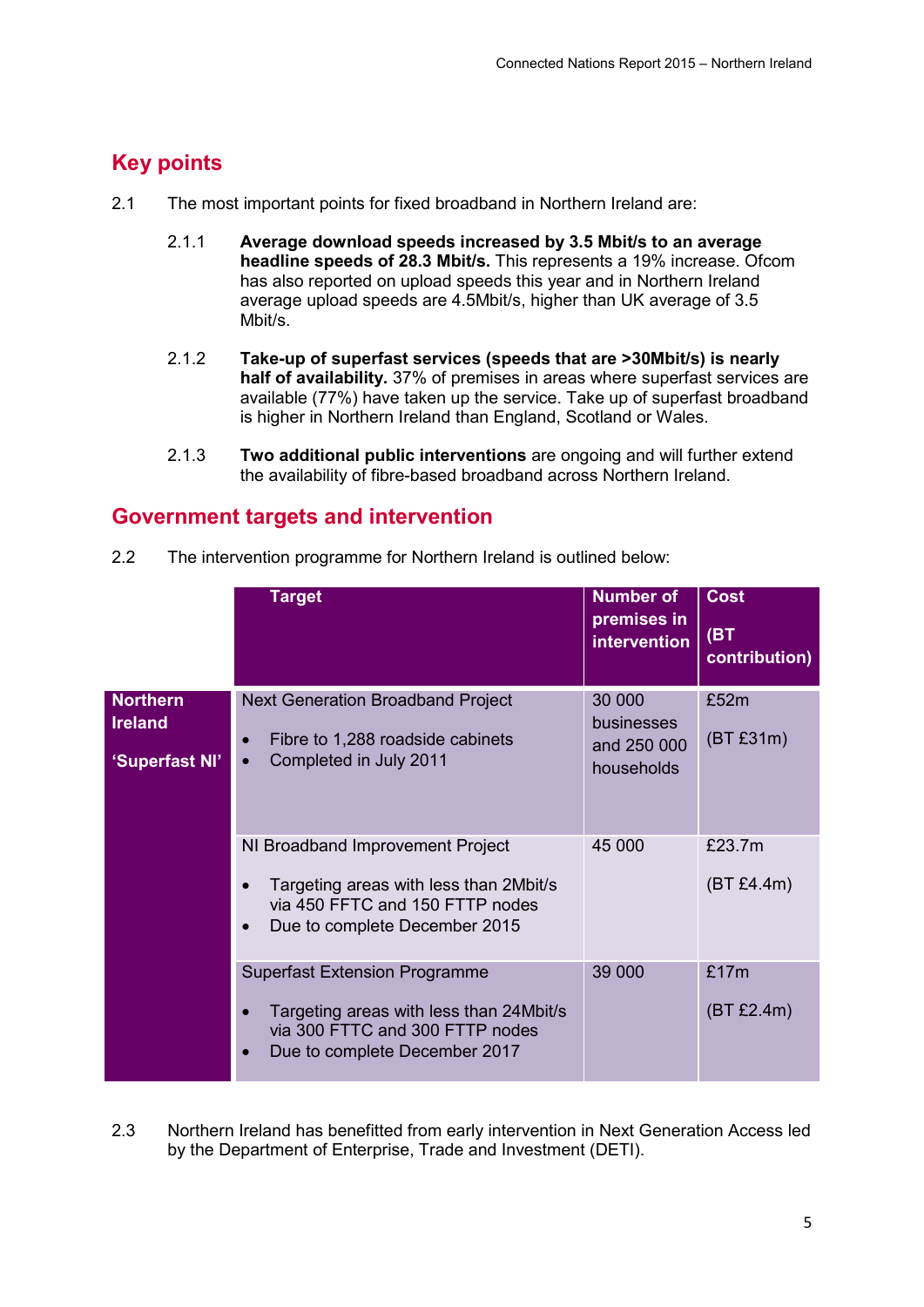## Key points

2.1 The most important points for fixed broadband in Northern Ireland are:

2.1.1 **Average download speeds increased by 3.5 Mbit/s to an average headline speeds of 28.3 Mbit/s.** This represents a 19% increase. Ofcom has also reported on upload speeds this year and in Northern Ireland average upload speeds are 4.5Mbit/s, higher than UK average of 3.5 Mbit/s.

2.1.2 **Take-up of superfast services (speeds that are >30Mbit/s) is nearly half of availability.** 37% of premises in areas where superfast services are available (77%) have taken up the service. Take up of superfast broadband is higher in Northern Ireland than England, Scotland or Wales.

2.1.3 **Two additional public interventions** are ongoing and will further extend the availability of fibre-based broadband across Northern Ireland.

## Government targets and intervention

2.2 The intervention programme for Northern Ireland is outlined below:

| | Target | Number of premises in intervention | Cost (BT contribution) |
|---|---|---|---|
| **Northern Ireland 'Superfast NI'** | Next Generation Broadband Project<br>• Fibre to 1,288 roadside cabinets<br>• Completed in July 2011 | 30 000 businesses and 250 000 households | £52m<br>(BT £31m) |
| | NI Broadband Improvement Project<br>• Targeting areas with less than 2Mbit/s via 450 FFTC and 150 FTTP nodes<br>• Due to complete December 2015 | 45 000 | £23.7m<br>(BT £4.4m) |
| | Superfast Extension Programme<br>• Targeting areas with less than 24Mbit/s via 300 FTTC and 300 FTTP nodes<br>• Due to complete December 2017 | 39 000 | £17m<br>(BT £2.4m) |

2.3 Northern Ireland has benefitted from early intervention in Next Generation Access led by the Department of Enterprise, Trade and Investment (DETI).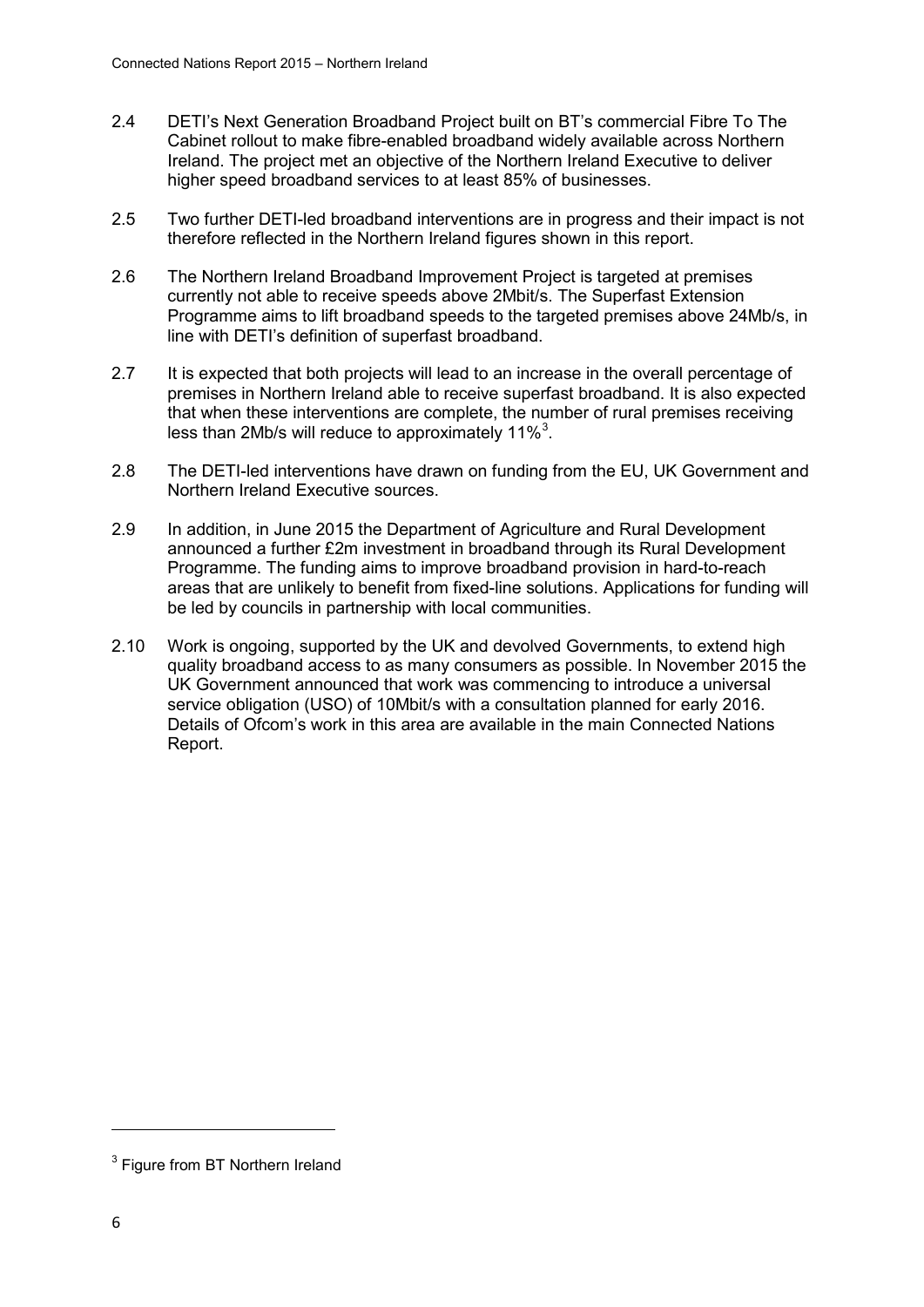2.4 DETI's Next Generation Broadband Project built on BT's commercial Fibre To The Cabinet rollout to make fibre-enabled broadband widely available across Northern Ireland. The project met an objective of the Northern Ireland Executive to deliver higher speed broadband services to at least 85% of businesses.

2.5 Two further DETI-led broadband interventions are in progress and their impact is not therefore reflected in the Northern Ireland figures shown in this report.

2.6 The Northern Ireland Broadband Improvement Project is targeted at premises currently not able to receive speeds above 2Mbit/s. The Superfast Extension Programme aims to lift broadband speeds to the targeted premises above 24Mb/s, in line with DETI's definition of superfast broadband.

2.7 It is expected that both projects will lead to an increase in the overall percentage of premises in Northern Ireland able to receive superfast broadband. It is also expected that when these interventions are complete, the number of rural premises receiving less than 2Mb/s will reduce to approximately 11%[3].

2.8 The DETI-led interventions have drawn on funding from the EU, UK Government and Northern Ireland Executive sources.

2.9 In addition, in June 2015 the Department of Agriculture and Rural Development announced a further £2m investment in broadband through its Rural Development Programme. The funding aims to improve broadband provision in hard-to-reach areas that are unlikely to benefit from fixed-line solutions. Applications for funding will be led by councils in partnership with local communities.

2.10 Work is ongoing, supported by the UK and devolved Governments, to extend high quality broadband access to as many consumers as possible. In November 2015 the UK Government announced that work was commencing to introduce a universal service obligation (USO) of 10Mbit/s with a consultation planned for early 2016. Details of Ofcom's work in this area are available in the main Connected Nations Report.

---

[3] Figure from BT Northern Ireland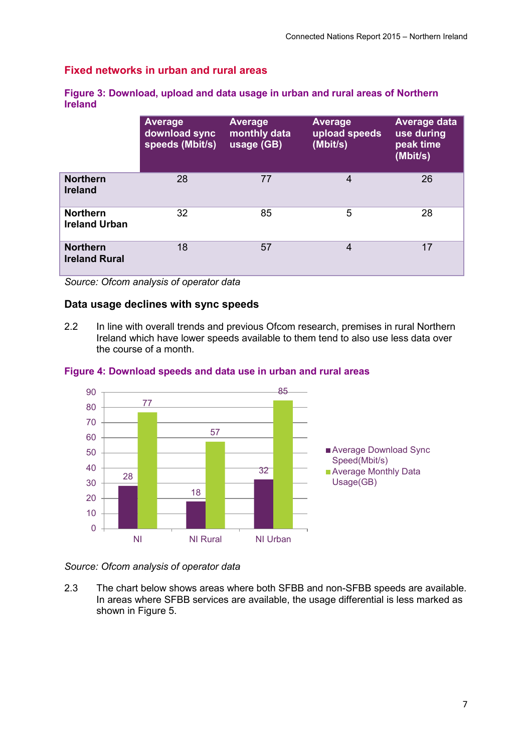## Fixed networks in urban and rural areas

### Figure 3: Download, upload and data usage in urban and rural areas of Northern Ireland

| | Average download sync speeds (Mbit/s) | Average monthly data usage (GB) | Average upload speeds (Mbit/s) | Average data use during peak time (Mbit/s) |
|---|---|---|---|---|
| **Northern Ireland** | 28 | 77 | 4 | 26 |
| **Northern Ireland Urban** | 32 | 85 | 5 | 28 |
| **Northern Ireland Rural** | 18 | 57 | 4 | 17 |

*Source: Ofcom analysis of operator data*

### Data usage declines with sync speeds

2.2 In line with overall trends and previous Ofcom research, premises in rural Northern Ireland which have lower speeds available to them tend to also use less data over the course of a month.

### Figure 4: Download speeds and data use in urban and rural areas

| | Average Download Sync Speed(Mbit/s) | Average Monthly Data Usage(GB) |
|---|---|---|
| NI | 28 | 77 |
| NI Rural | 18 | 57 |
| NI Urban | 32 | 85 |

*Source: Ofcom analysis of operator data*

2.3 The chart below shows areas where both SFBB and non-SFBB speeds are available. In areas where SFBB services are available, the usage differential is less marked as shown in Figure 5.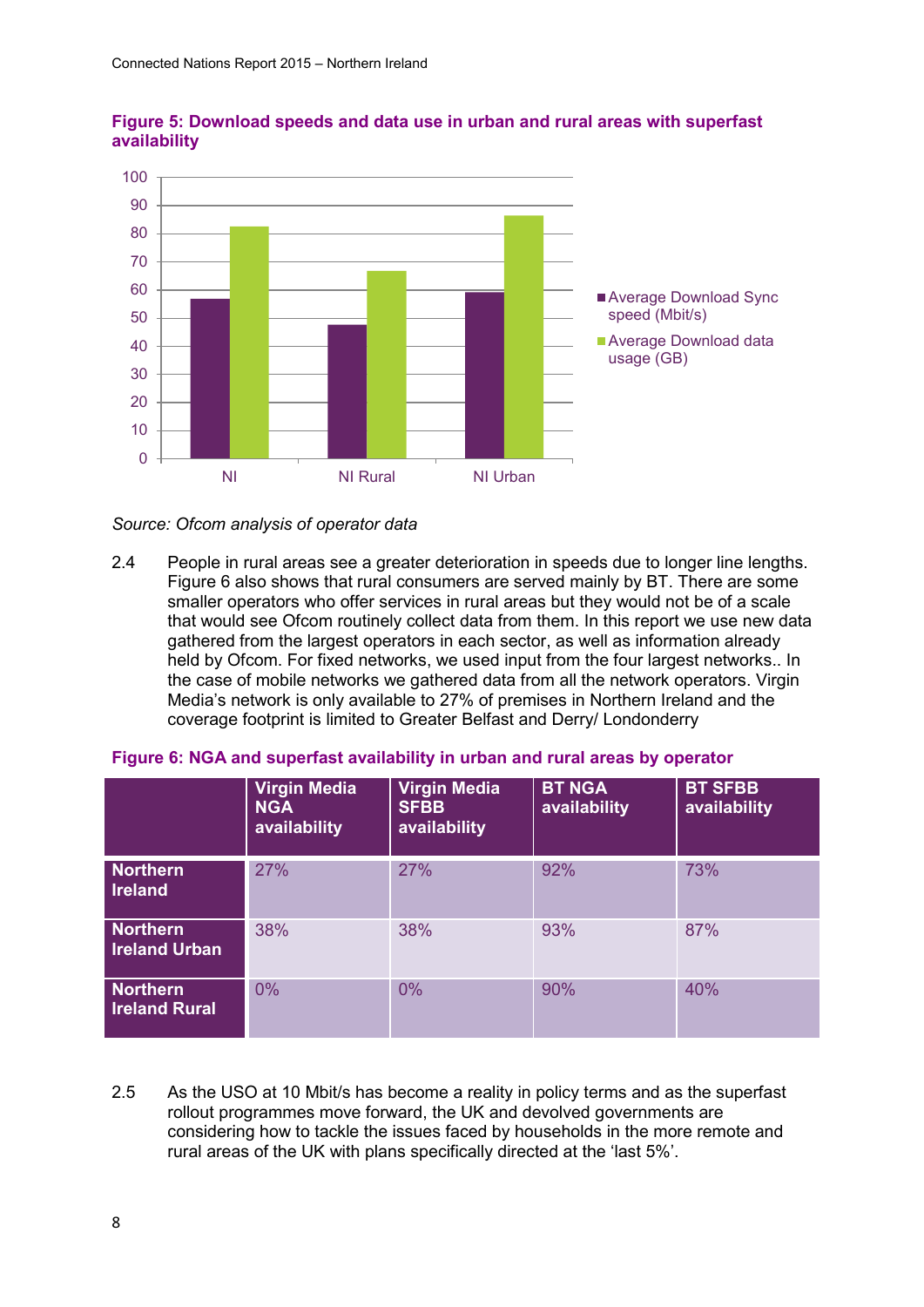**Figure 5: Download speeds and data use in urban and rural areas with superfast availability**

*Source: Ofcom analysis of operator data*

2.4 People in rural areas see a greater deterioration in speeds due to longer line lengths. Figure 6 also shows that rural consumers are served mainly by BT. There are some smaller operators who offer services in rural areas but they would not be of a scale that would see Ofcom routinely collect data from them. In this report we use new data gathered from the largest operators in each sector, as well as information already held by Ofcom. For fixed networks, we used input from the four largest networks.. In the case of mobile networks we gathered data from all the network operators. Virgin Media's network is only available to 27% of premises in Northern Ireland and the coverage footprint is limited to Greater Belfast and Derry/ Londonderry

**Figure 6: NGA and superfast availability in urban and rural areas by operator**

| | Virgin Media NGA availability | Virgin Media SFBB availability | BT NGA availability | BT SFBB availability |
|---|---|---|---|---|
| **Northern Ireland** | 27% | 27% | 92% | 73% |
| **Northern Ireland Urban** | 38% | 38% | 93% | 87% |
| **Northern Ireland Rural** | 0% | 0% | 90% | 40% |

2.5 As the USO at 10 Mbit/s has become a reality in policy terms and as the superfast rollout programmes move forward, the UK and devolved governments are considering how to tackle the issues faced by households in the more remote and rural areas of the UK with plans specifically directed at the 'last 5%'.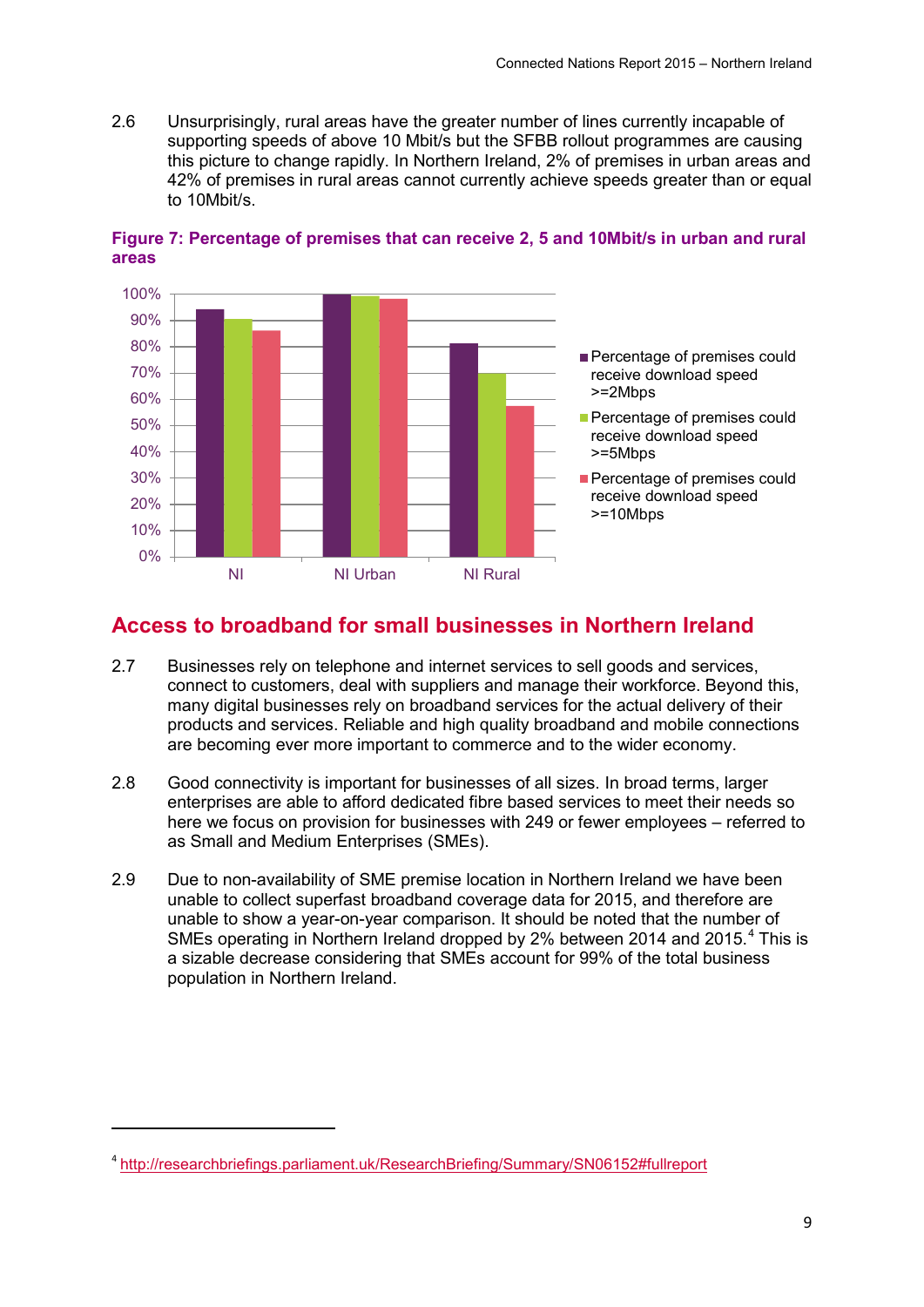2.6 Unsurprisingly, rural areas have the greater number of lines currently incapable of supporting speeds of above 10 Mbit/s but the SFBB rollout programmes are causing this picture to change rapidly. In Northern Ireland, 2% of premises in urban areas and 42% of premises in rural areas cannot currently achieve speeds greater than or equal to 10Mbit/s.

**Figure 7: Percentage of premises that can receive 2, 5 and 10Mbit/s in urban and rural areas**

## Access to broadband for small businesses in Northern Ireland

2.7 Businesses rely on telephone and internet services to sell goods and services, connect to customers, deal with suppliers and manage their workforce. Beyond this, many digital businesses rely on broadband services for the actual delivery of their products and services. Reliable and high quality broadband and mobile connections are becoming ever more important to commerce and to the wider economy.

2.8 Good connectivity is important for businesses of all sizes. In broad terms, larger enterprises are able to afford dedicated fibre based services to meet their needs so here we focus on provision for businesses with 249 or fewer employees – referred to as Small and Medium Enterprises (SMEs).

2.9 Due to non-availability of SME premise location in Northern Ireland we have been unable to collect superfast broadband coverage data for 2015, and therefore are unable to show a year-on-year comparison. It should be noted that the number of SMEs operating in Northern Ireland dropped by 2% between 2014 and 2015.[4] This is a sizable decrease considering that SMEs account for 99% of the total business population in Northern Ireland.

[4] http://researchbriefings.parliament.uk/ResearchBriefing/Summary/SN06152#fullreport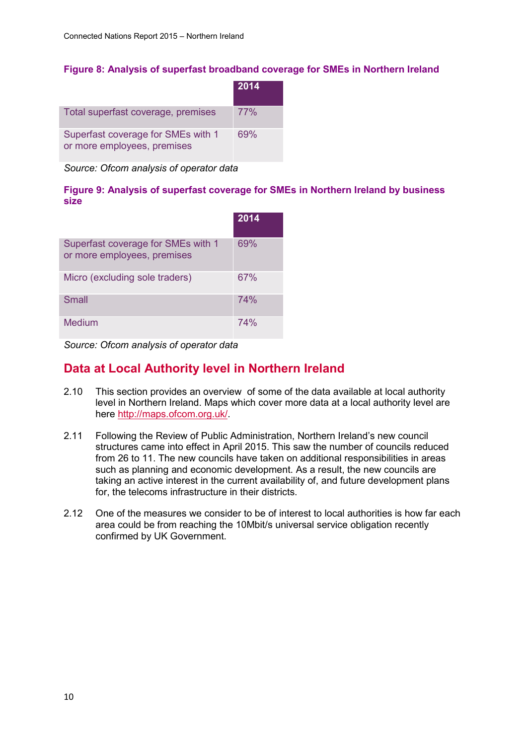#### Figure 8: Analysis of superfast broadband coverage for SMEs in Northern Ireland

| | 2014 |
|---|---|
| Total superfast coverage, premises | 77% |
| Superfast coverage for SMEs with 1 or more employees, premises | 69% |

*Source: Ofcom analysis of operator data*

#### Figure 9: Analysis of superfast coverage for SMEs in Northern Ireland by business size

| | 2014 |
|---|---|
| Superfast coverage for SMEs with 1 or more employees, premises | 69% |
| Micro (excluding sole traders) | 67% |
| Small | 74% |
| Medium | 74% |

*Source: Ofcom analysis of operator data*

## Data at Local Authority level in Northern Ireland

2.10 This section provides an overview of some of the data available at local authority level in Northern Ireland. Maps which cover more data at a local authority level are here http://maps.ofcom.org.uk/.

2.11 Following the Review of Public Administration, Northern Ireland's new council structures came into effect in April 2015. This saw the number of councils reduced from 26 to 11. The new councils have taken on additional responsibilities in areas such as planning and economic development. As a result, the new councils are taking an active interest in the current availability of, and future development plans for, the telecoms infrastructure in their districts.

2.12 One of the measures we consider to be of interest to local authorities is how far each area could be from reaching the 10Mbit/s universal service obligation recently confirmed by UK Government.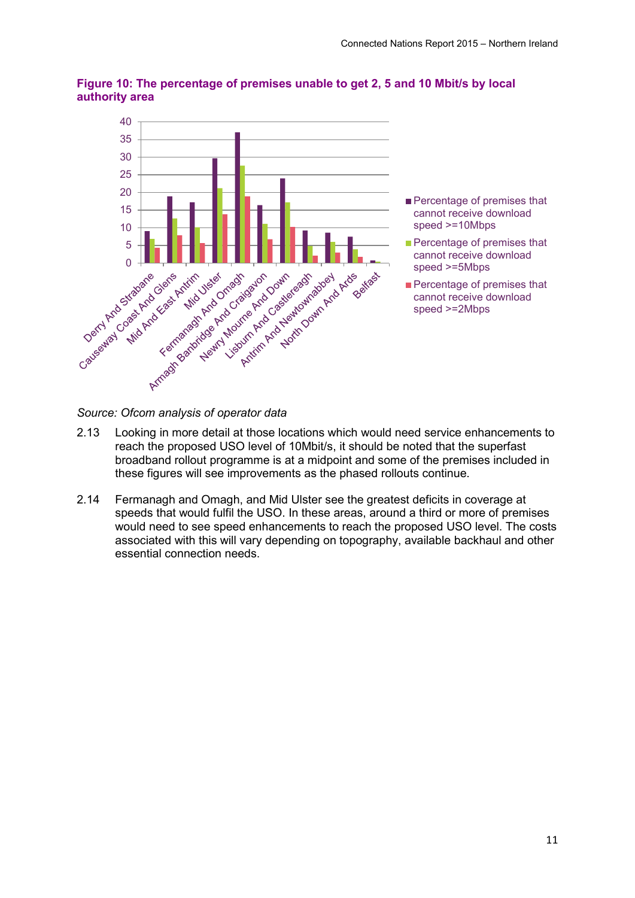**Figure 10: The percentage of premises unable to get 2, 5 and 10 Mbit/s by local authority area**

Source: Ofcom analysis of operator data

2.13 Looking in more detail at those locations which would need service enhancements to reach the proposed USO level of 10Mbit/s, it should be noted that the superfast broadband rollout programme is at a midpoint and some of the premises included in these figures will see improvements as the phased rollouts continue.

2.14 Fermanagh and Omagh, and Mid Ulster see the greatest deficits in coverage at speeds that would fulfil the USO. In these areas, around a third or more of premises would need to see speed enhancements to reach the proposed USO level. The costs associated with this will vary depending on topography, available backhaul and other essential connection needs.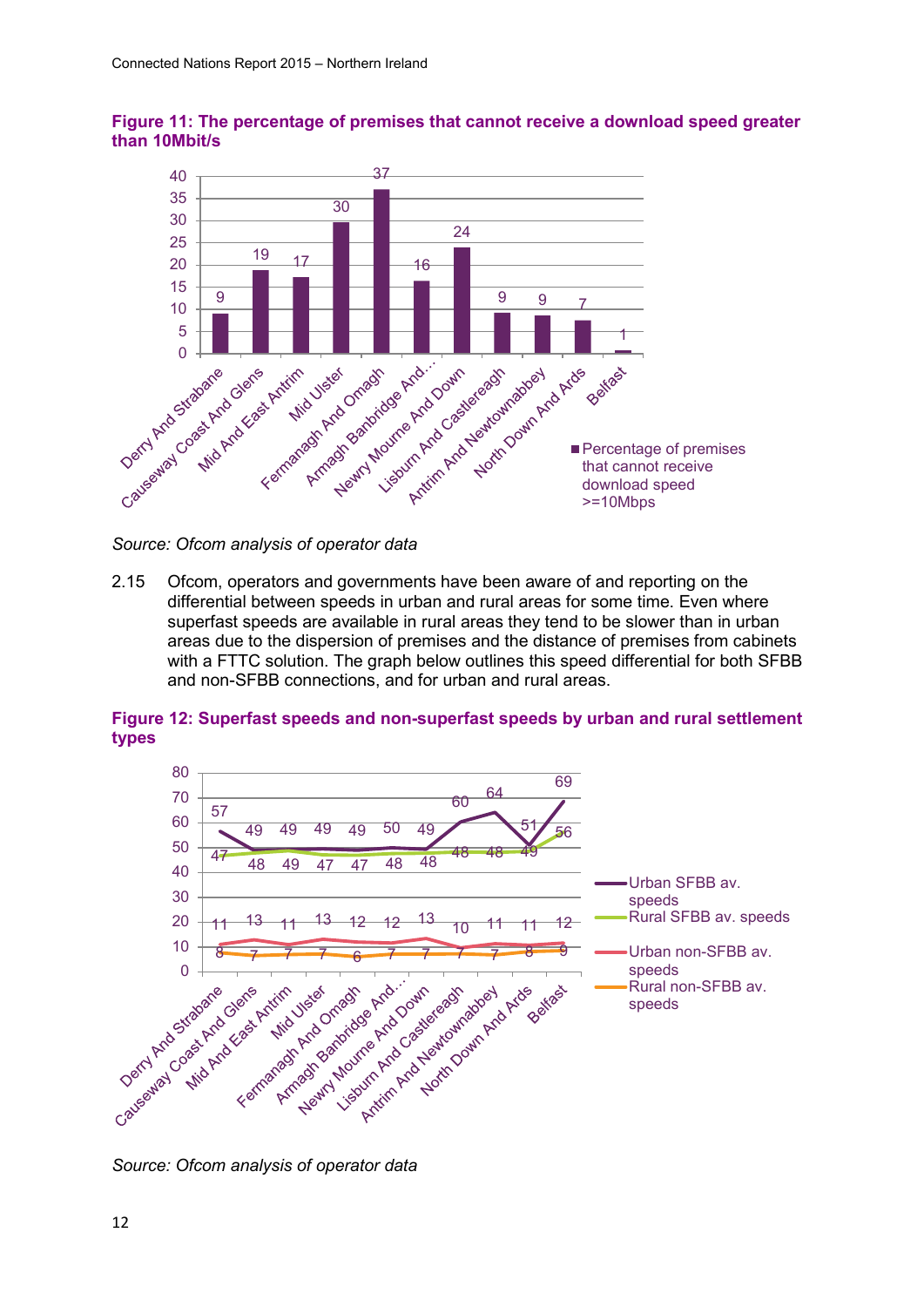**Figure 11: The percentage of premises that cannot receive a download speed greater than 10Mbit/s**

| Area | Percentage of premises that cannot receive download speed >=10Mbps |
|---|---|
| Derry And Strabane | 9 |
| Causeway Coast And Glens | 19 |
| Mid And East Antrim | 17 |
| Mid Ulster | 30 |
| Fermanagh And Omagh | 37 |
| Armagh Banbridge And… | 16 |
| Newry Mourne And Down | 24 |
| Lisburn And Castlereagh | 9 |
| Antrim And Newtownabbey | 9 |
| North Down And Ards | 7 |
| Belfast | 1 |

*Source: Ofcom analysis of operator data*

2.15 Ofcom, operators and governments have been aware of and reporting on the differential between speeds in urban and rural areas for some time. Even where superfast speeds are available in rural areas they tend to be slower than in urban areas due to the dispersion of premises and the distance of premises from cabinets with a FTTC solution. The graph below outlines this speed differential for both SFBB and non-SFBB connections, and for urban and rural areas.

**Figure 12: Superfast speeds and non-superfast speeds by urban and rural settlement types**

| Area | Urban SFBB av. speeds | Rural SFBB av. speeds | Urban non-SFBB av. speeds | Rural non-SFBB av. speeds |
|---|---|---|---|---|
| Derry And Strabane | 57 | 47 | 11 | 8 |
| Causeway Coast And Glens | 49 | 48 | 13 | 7 |
| Mid And East Antrim | 49 | 49 | 11 | 7 |
| Mid Ulster | 49 | 47 | 13 | 7 |
| Fermanagh And Omagh | 49 | 47 | 12 | 6 |
| Armagh Banbridge And… | 50 | 48 | 12 | 7 |
| Newry Mourne And Down | 49 | 48 | 13 | 7 |
| Lisburn And Castlereagh | 60 | 48 | 10 | 7 |
| Antrim And Newtownabbey | 64 | 48 | 11 | 7 |
| North Down And Ards | 51 | 49 | 11 | 8 |
| Belfast | 69 | 56 | 12 | 9 |

*Source: Ofcom analysis of operator data*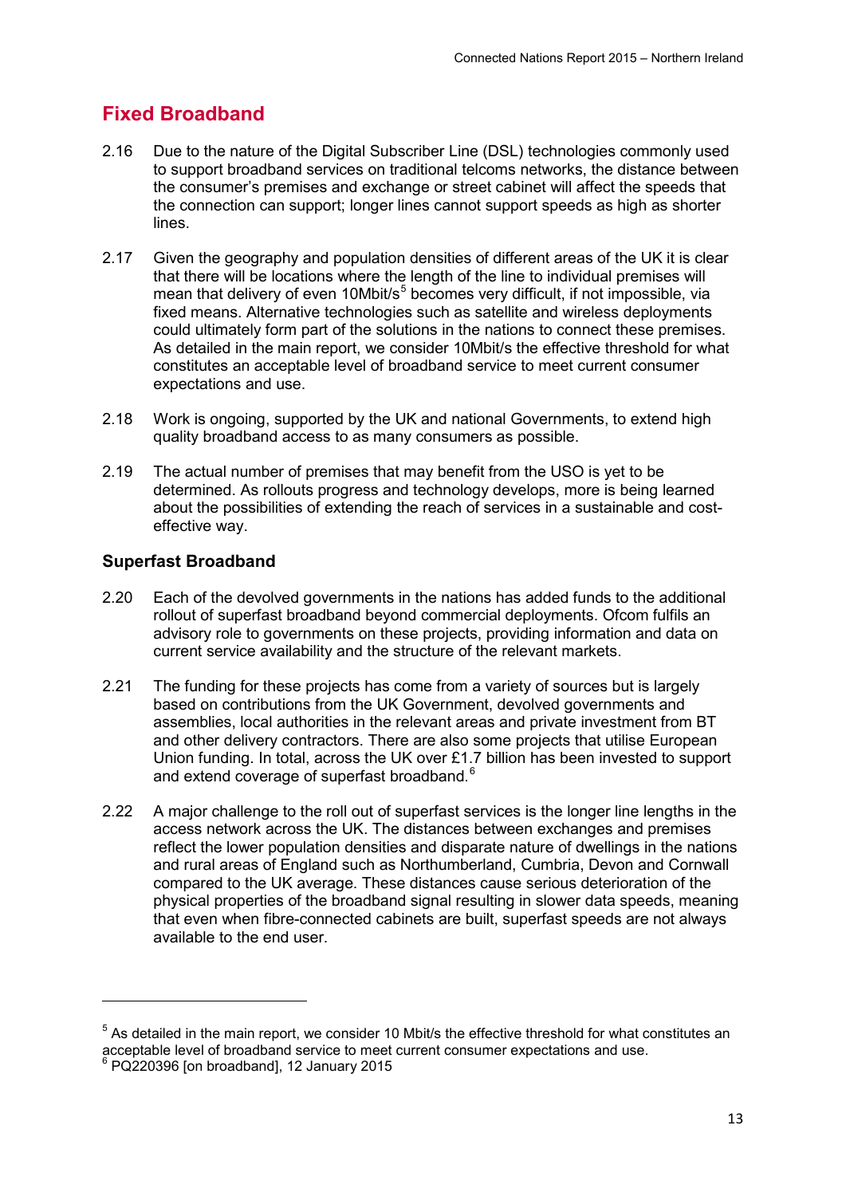## Fixed Broadband

2.16 Due to the nature of the Digital Subscriber Line (DSL) technologies commonly used to support broadband services on traditional telcoms networks, the distance between the consumer's premises and exchange or street cabinet will affect the speeds that the connection can support; longer lines cannot support speeds as high as shorter lines.

2.17 Given the geography and population densities of different areas of the UK it is clear that there will be locations where the length of the line to individual premises will mean that delivery of even 10Mbit/s[5] becomes very difficult, if not impossible, via fixed means. Alternative technologies such as satellite and wireless deployments could ultimately form part of the solutions in the nations to connect these premises. As detailed in the main report, we consider 10Mbit/s the effective threshold for what constitutes an acceptable level of broadband service to meet current consumer expectations and use.

2.18 Work is ongoing, supported by the UK and national Governments, to extend high quality broadband access to as many consumers as possible.

2.19 The actual number of premises that may benefit from the USO is yet to be determined. As rollouts progress and technology develops, more is being learned about the possibilities of extending the reach of services in a sustainable and cost-effective way.

### Superfast Broadband

2.20 Each of the devolved governments in the nations has added funds to the additional rollout of superfast broadband beyond commercial deployments. Ofcom fulfils an advisory role to governments on these projects, providing information and data on current service availability and the structure of the relevant markets.

2.21 The funding for these projects has come from a variety of sources but is largely based on contributions from the UK Government, devolved governments and assemblies, local authorities in the relevant areas and private investment from BT and other delivery contractors. There are also some projects that utilise European Union funding. In total, across the UK over £1.7 billion has been invested to support and extend coverage of superfast broadband.[6]

2.22 A major challenge to the roll out of superfast services is the longer line lengths in the access network across the UK. The distances between exchanges and premises reflect the lower population densities and disparate nature of dwellings in the nations and rural areas of England such as Northumberland, Cumbria, Devon and Cornwall compared to the UK average. These distances cause serious deterioration of the physical properties of the broadband signal resulting in slower data speeds, meaning that even when fibre-connected cabinets are built, superfast speeds are not always available to the end user.

---

[5] As detailed in the main report, we consider 10 Mbit/s the effective threshold for what constitutes an acceptable level of broadband service to meet current consumer expectations and use.

[6] PQ220396 [on broadband], 12 January 2015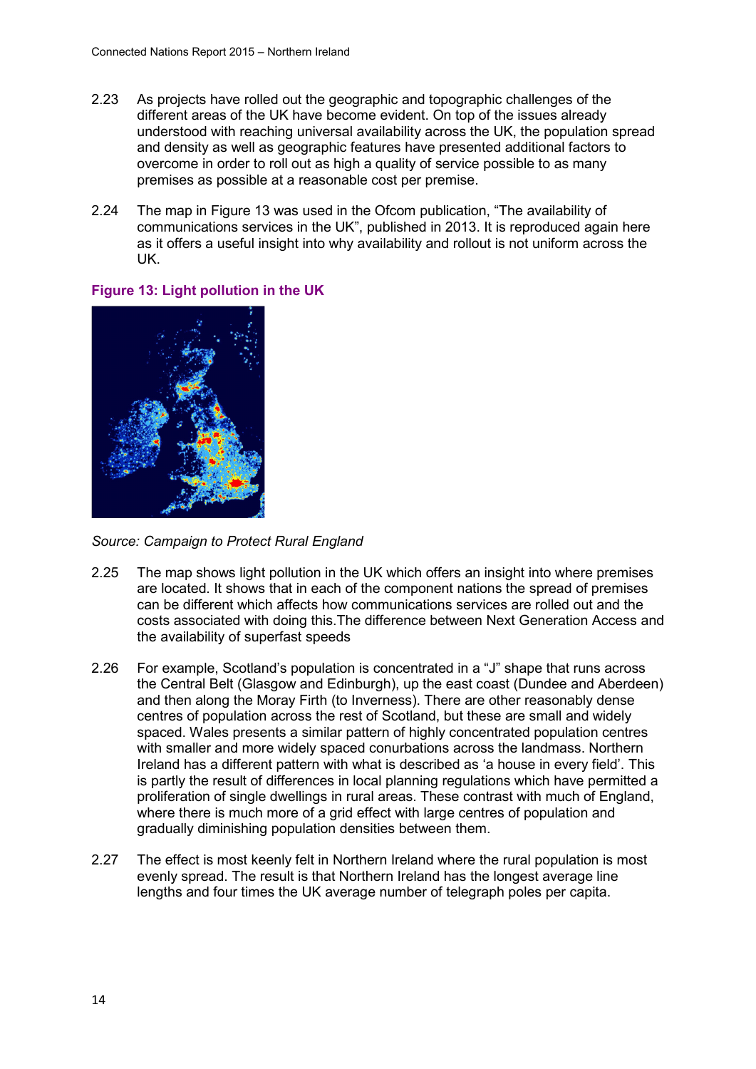2.23 As projects have rolled out the geographic and topographic challenges of the different areas of the UK have become evident. On top of the issues already understood with reaching universal availability across the UK, the population spread and density as well as geographic features have presented additional factors to overcome in order to roll out as high a quality of service possible to as many premises as possible at a reasonable cost per premise.

2.24 The map in Figure 13 was used in the Ofcom publication, "The availability of communications services in the UK", published in 2013. It is reproduced again here as it offers a useful insight into why availability and rollout is not uniform across the UK.

**Figure 13: Light pollution in the UK**

*Source: Campaign to Protect Rural England*

2.25 The map shows light pollution in the UK which offers an insight into where premises are located. It shows that in each of the component nations the spread of premises can be different which affects how communications services are rolled out and the costs associated with doing this.The difference between Next Generation Access and the availability of superfast speeds

2.26 For example, Scotland's population is concentrated in a "J" shape that runs across the Central Belt (Glasgow and Edinburgh), up the east coast (Dundee and Aberdeen) and then along the Moray Firth (to Inverness). There are other reasonably dense centres of population across the rest of Scotland, but these are small and widely spaced. Wales presents a similar pattern of highly concentrated population centres with smaller and more widely spaced conurbations across the landmass. Northern Ireland has a different pattern with what is described as 'a house in every field'. This is partly the result of differences in local planning regulations which have permitted a proliferation of single dwellings in rural areas. These contrast with much of England, where there is much more of a grid effect with large centres of population and gradually diminishing population densities between them.

2.27 The effect is most keenly felt in Northern Ireland where the rural population is most evenly spread. The result is that Northern Ireland has the longest average line lengths and four times the UK average number of telegraph poles per capita.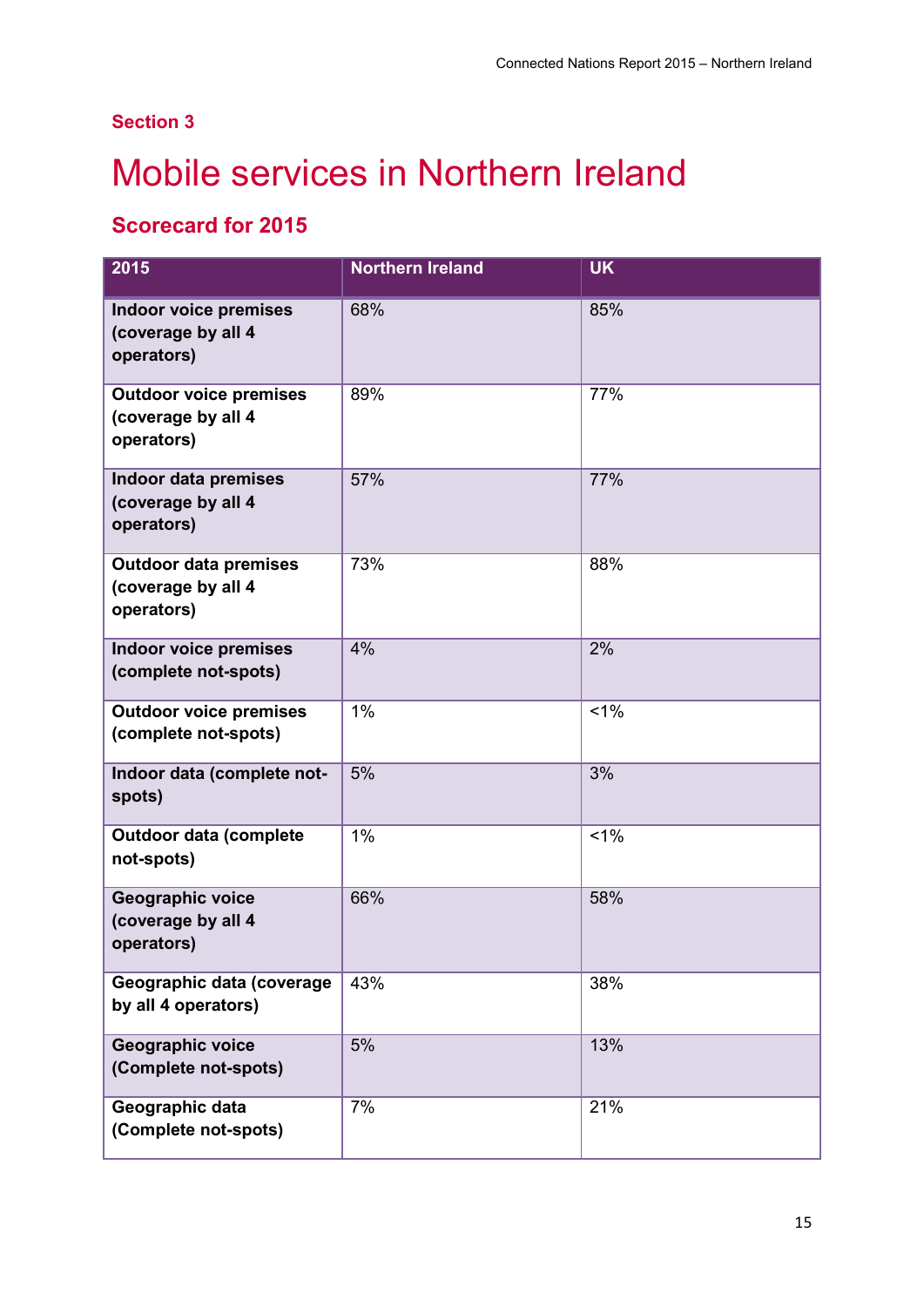## Section 3

# Mobile services in Northern Ireland

### Scorecard for 2015

| 2015 | Northern Ireland | UK |
|---|---|---|
| **Indoor voice premises (coverage by all 4 operators)** | 68% | 85% |
| **Outdoor voice premises (coverage by all 4 operators)** | 89% | 77% |
| **Indoor data premises (coverage by all 4 operators)** | 57% | 77% |
| **Outdoor data premises (coverage by all 4 operators)** | 73% | 88% |
| **Indoor voice premises (complete not-spots)** | 4% | 2% |
| **Outdoor voice premises (complete not-spots)** | 1% | <1% |
| **Indoor data (complete not-spots)** | 5% | 3% |
| **Outdoor data (complete not-spots)** | 1% | <1% |
| **Geographic voice (coverage by all 4 operators)** | 66% | 58% |
| **Geographic data (coverage by all 4 operators)** | 43% | 38% |
| **Geographic voice (Complete not-spots)** | 5% | 13% |
| **Geographic data (Complete not-spots)** | 7% | 21% |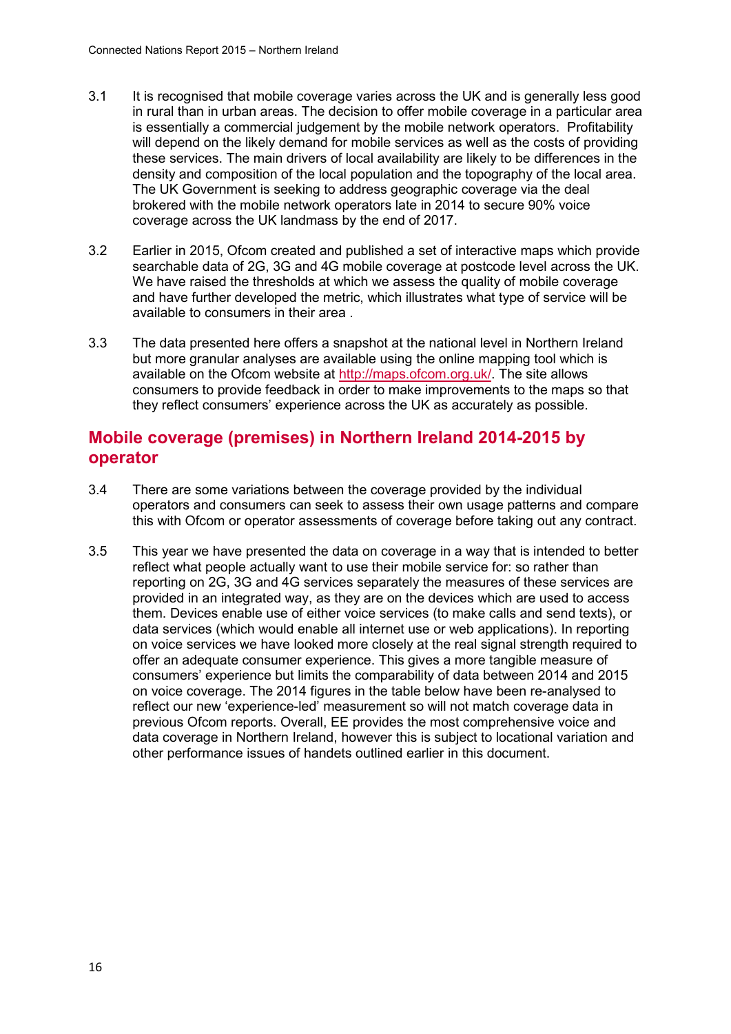3.1 It is recognised that mobile coverage varies across the UK and is generally less good in rural than in urban areas. The decision to offer mobile coverage in a particular area is essentially a commercial judgement by the mobile network operators. Profitability will depend on the likely demand for mobile services as well as the costs of providing these services. The main drivers of local availability are likely to be differences in the density and composition of the local population and the topography of the local area. The UK Government is seeking to address geographic coverage via the deal brokered with the mobile network operators late in 2014 to secure 90% voice coverage across the UK landmass by the end of 2017.

3.2 Earlier in 2015, Ofcom created and published a set of interactive maps which provide searchable data of 2G, 3G and 4G mobile coverage at postcode level across the UK. We have raised the thresholds at which we assess the quality of mobile coverage and have further developed the metric, which illustrates what type of service will be available to consumers in their area .

3.3 The data presented here offers a snapshot at the national level in Northern Ireland but more granular analyses are available using the online mapping tool which is available on the Ofcom website at http://maps.ofcom.org.uk/. The site allows consumers to provide feedback in order to make improvements to the maps so that they reflect consumers' experience across the UK as accurately as possible.

## Mobile coverage (premises) in Northern Ireland 2014-2015 by operator

3.4 There are some variations between the coverage provided by the individual operators and consumers can seek to assess their own usage patterns and compare this with Ofcom or operator assessments of coverage before taking out any contract.

3.5 This year we have presented the data on coverage in a way that is intended to better reflect what people actually want to use their mobile service for: so rather than reporting on 2G, 3G and 4G services separately the measures of these services are provided in an integrated way, as they are on the devices which are used to access them. Devices enable use of either voice services (to make calls and send texts), or data services (which would enable all internet use or web applications). In reporting on voice services we have looked more closely at the real signal strength required to offer an adequate consumer experience. This gives a more tangible measure of consumers' experience but limits the comparability of data between 2014 and 2015 on voice coverage. The 2014 figures in the table below have been re-analysed to reflect our new 'experience-led' measurement so will not match coverage data in previous Ofcom reports. Overall, EE provides the most comprehensive voice and data coverage in Northern Ireland, however this is subject to locational variation and other performance issues of handets outlined earlier in this document.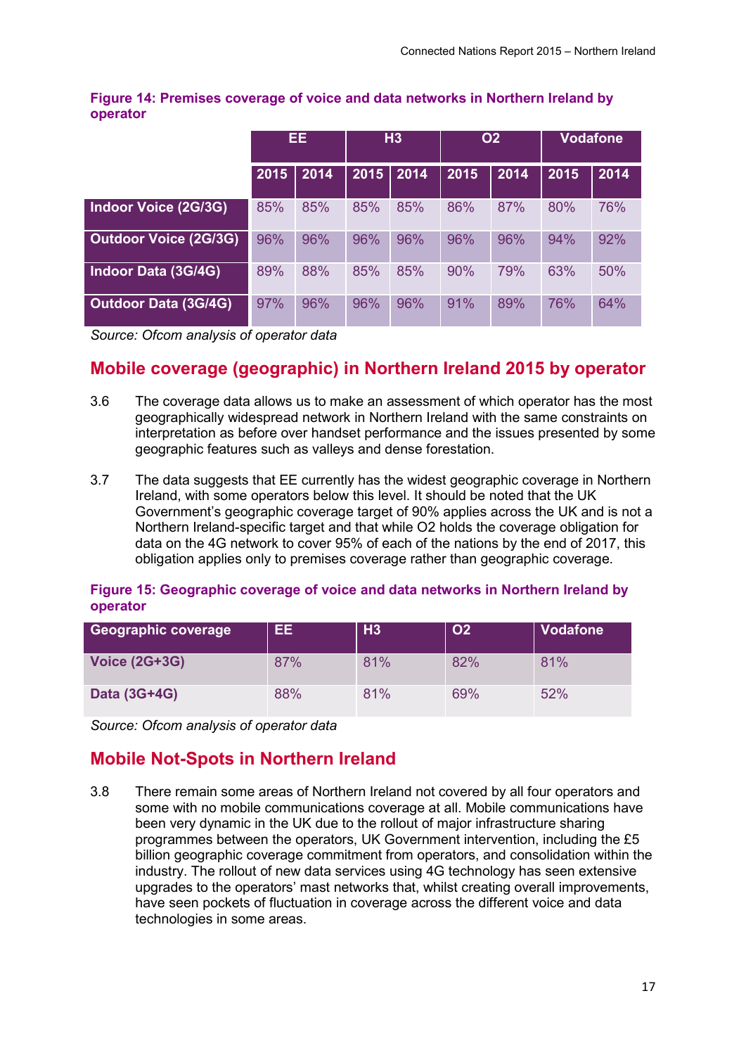**Figure 14: Premises coverage of voice and data networks in Northern Ireland by operator**

| | EE | | H3 | | O2 | | Vodafone | |
|---|---|---|---|---|---|---|---|---|
| | 2015 | 2014 | 2015 | 2014 | 2015 | 2014 | 2015 | 2014 |
| **Indoor Voice (2G/3G)** | 85% | 85% | 85% | 85% | 86% | 87% | 80% | 76% |
| **Outdoor Voice (2G/3G)** | 96% | 96% | 96% | 96% | 96% | 96% | 94% | 92% |
| **Indoor Data (3G/4G)** | 89% | 88% | 85% | 85% | 90% | 79% | 63% | 50% |
| **Outdoor Data (3G/4G)** | 97% | 96% | 96% | 96% | 91% | 89% | 76% | 64% |

*Source: Ofcom analysis of operator data*

## Mobile coverage (geographic) in Northern Ireland 2015 by operator

3.6 The coverage data allows us to make an assessment of which operator has the most geographically widespread network in Northern Ireland with the same constraints on interpretation as before over handset performance and the issues presented by some geographic features such as valleys and dense forestation.

3.7 The data suggests that EE currently has the widest geographic coverage in Northern Ireland, with some operators below this level. It should be noted that the UK Government's geographic coverage target of 90% applies across the UK and is not a Northern Ireland-specific target and that while O2 holds the coverage obligation for data on the 4G network to cover 95% of each of the nations by the end of 2017, this obligation applies only to premises coverage rather than geographic coverage.

**Figure 15: Geographic coverage of voice and data networks in Northern Ireland by operator**

| Geographic coverage | EE | H3 | O2 | Vodafone |
|---|---|---|---|---|
| **Voice (2G+3G)** | 87% | 81% | 82% | 81% |
| **Data (3G+4G)** | 88% | 81% | 69% | 52% |

*Source: Ofcom analysis of operator data*

## Mobile Not-Spots in Northern Ireland

3.8 There remain some areas of Northern Ireland not covered by all four operators and some with no mobile communications coverage at all. Mobile communications have been very dynamic in the UK due to the rollout of major infrastructure sharing programmes between the operators, UK Government intervention, including the £5 billion geographic coverage commitment from operators, and consolidation within the industry. The rollout of new data services using 4G technology has seen extensive upgrades to the operators' mast networks that, whilst creating overall improvements, have seen pockets of fluctuation in coverage across the different voice and data technologies in some areas.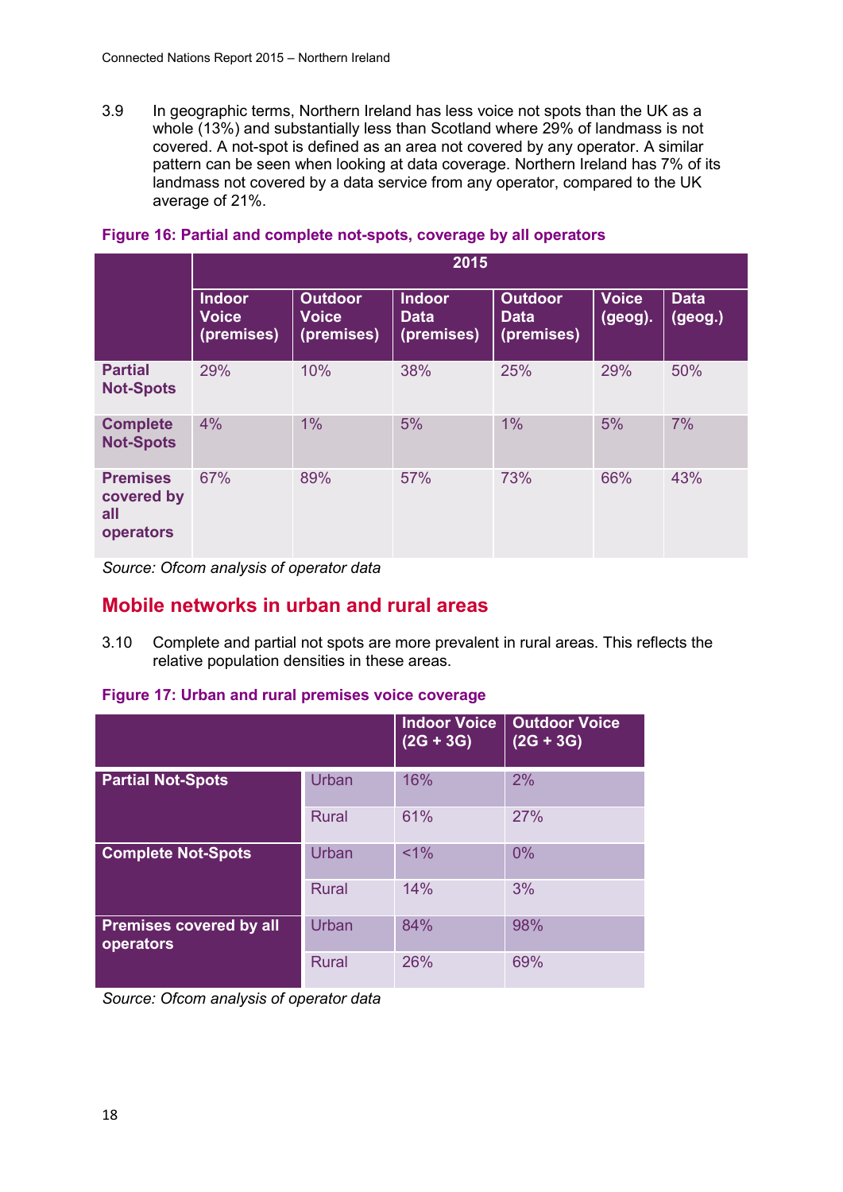3.9 In geographic terms, Northern Ireland has less voice not spots than the UK as a whole (13%) and substantially less than Scotland where 29% of landmass is not covered. A not-spot is defined as an area not covered by any operator. A similar pattern can be seen when looking at data coverage. Northern Ireland has 7% of its landmass not covered by a data service from any operator, compared to the UK average of 21%.

**Figure 16: Partial and complete not-spots, coverage by all operators**

| | 2015 | | | | | |
|---|---|---|---|---|---|---|
| | Indoor Voice (premises) | Outdoor Voice (premises) | Indoor Data (premises) | Outdoor Data (premises) | Voice (geog). | Data (geog.) |
| **Partial Not-Spots** | 29% | 10% | 38% | 25% | 29% | 50% |
| **Complete Not-Spots** | 4% | 1% | 5% | 1% | 5% | 7% |
| **Premises covered by all operators** | 67% | 89% | 57% | 73% | 66% | 43% |

*Source: Ofcom analysis of operator data*

## Mobile networks in urban and rural areas

3.10 Complete and partial not spots are more prevalent in rural areas. This reflects the relative population densities in these areas.

**Figure 17: Urban and rural premises voice coverage**

| | | Indoor Voice (2G + 3G) | Outdoor Voice (2G + 3G) |
|---|---|---|---|
| **Partial Not-Spots** | Urban | 16% | 2% |
| | Rural | 61% | 27% |
| **Complete Not-Spots** | Urban | <1% | 0% |
| | Rural | 14% | 3% |
| **Premises covered by all operators** | Urban | 84% | 98% |
| | Rural | 26% | 69% |

*Source: Ofcom analysis of operator data*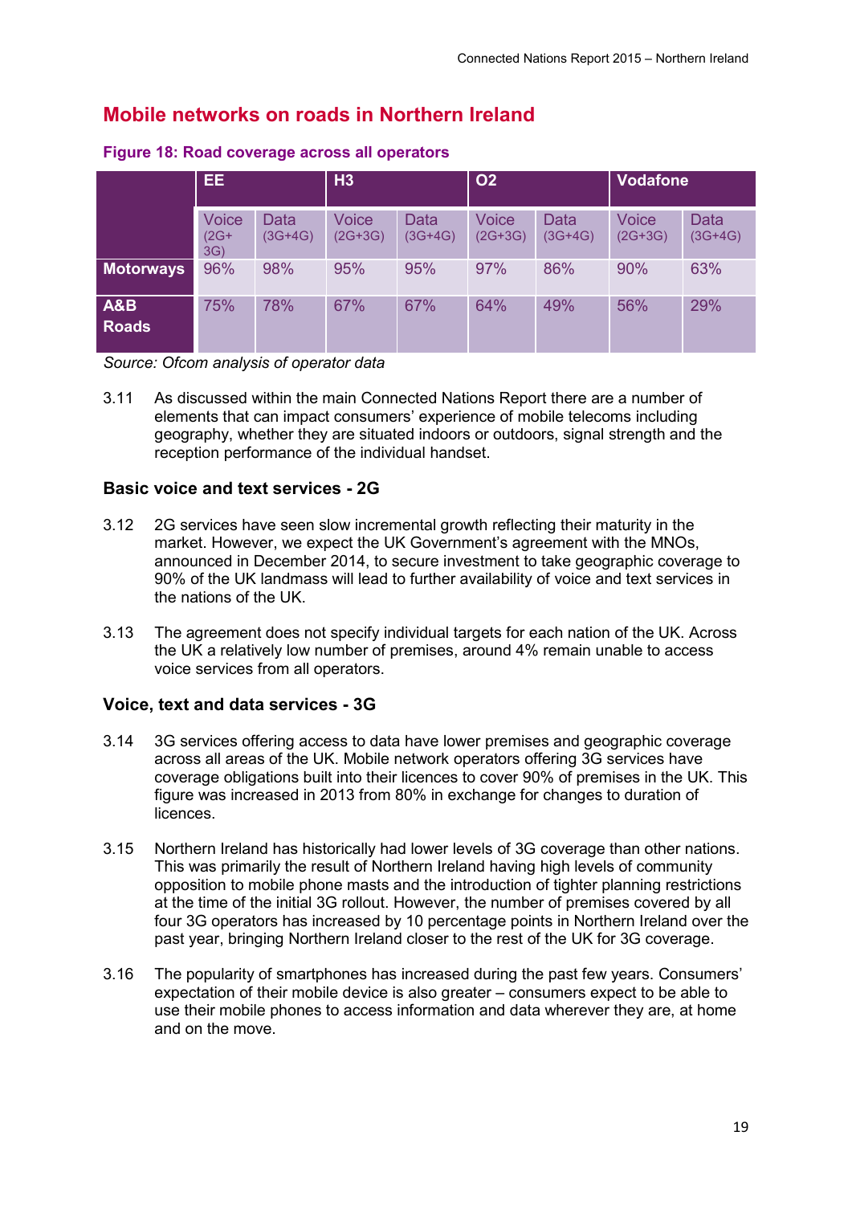## Mobile networks on roads in Northern Ireland

**Figure 18: Road coverage across all operators**

| | EE | | H3 | | O2 | | Vodafone | |
|---|---|---|---|---|---|---|---|---|
| | Voice (2G+3G) | Data (3G+4G) | Voice (2G+3G) | Data (3G+4G) | Voice (2G+3G) | Data (3G+4G) | Voice (2G+3G) | Data (3G+4G) |
| **Motorways** | 96% | 98% | 95% | 95% | 97% | 86% | 90% | 63% |
| **A&B Roads** | 75% | 78% | 67% | 67% | 64% | 49% | 56% | 29% |

*Source: Ofcom analysis of operator data*

3.11 As discussed within the main Connected Nations Report there are a number of elements that can impact consumers' experience of mobile telecoms including geography, whether they are situated indoors or outdoors, signal strength and the reception performance of the individual handset.

### Basic voice and text services - 2G

3.12 2G services have seen slow incremental growth reflecting their maturity in the market. However, we expect the UK Government's agreement with the MNOs, announced in December 2014, to secure investment to take geographic coverage to 90% of the UK landmass will lead to further availability of voice and text services in the nations of the UK.

3.13 The agreement does not specify individual targets for each nation of the UK. Across the UK a relatively low number of premises, around 4% remain unable to access voice services from all operators.

### Voice, text and data services - 3G

3.14 3G services offering access to data have lower premises and geographic coverage across all areas of the UK. Mobile network operators offering 3G services have coverage obligations built into their licences to cover 90% of premises in the UK. This figure was increased in 2013 from 80% in exchange for changes to duration of licences.

3.15 Northern Ireland has historically had lower levels of 3G coverage than other nations. This was primarily the result of Northern Ireland having high levels of community opposition to mobile phone masts and the introduction of tighter planning restrictions at the time of the initial 3G rollout. However, the number of premises covered by all four 3G operators has increased by 10 percentage points in Northern Ireland over the past year, bringing Northern Ireland closer to the rest of the UK for 3G coverage.

3.16 The popularity of smartphones has increased during the past few years. Consumers' expectation of their mobile device is also greater – consumers expect to be able to use their mobile phones to access information and data wherever they are, at home and on the move.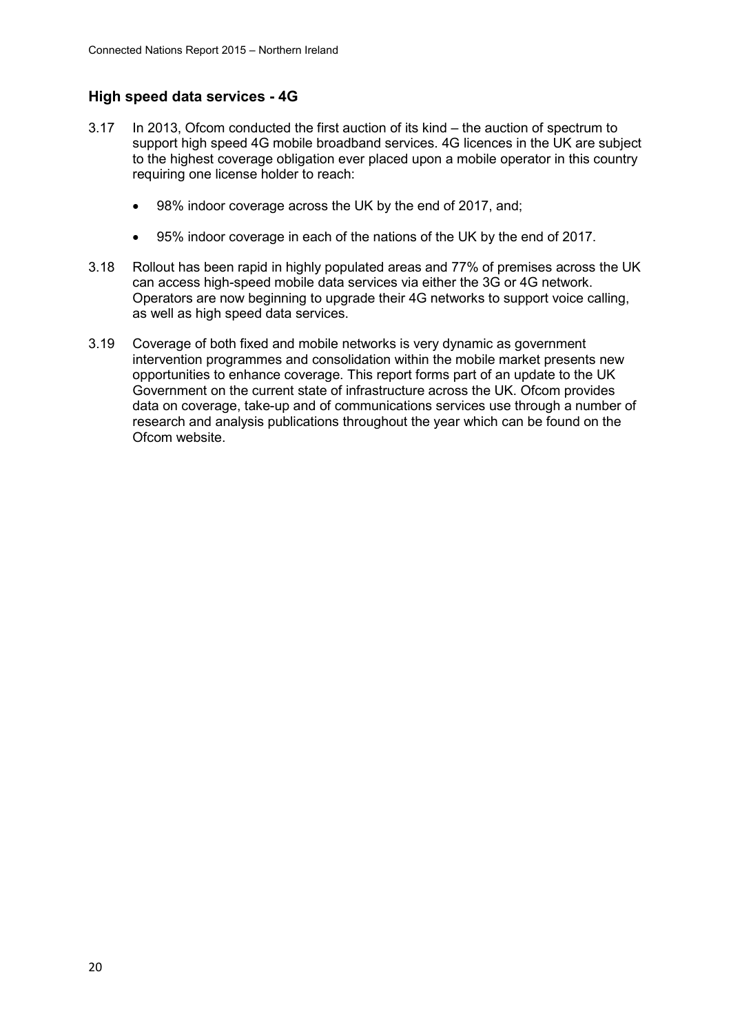## High speed data services - 4G

3.17 In 2013, Ofcom conducted the first auction of its kind – the auction of spectrum to support high speed 4G mobile broadband services. 4G licences in the UK are subject to the highest coverage obligation ever placed upon a mobile operator in this country requiring one license holder to reach:

- 98% indoor coverage across the UK by the end of 2017, and;
- 95% indoor coverage in each of the nations of the UK by the end of 2017.

3.18 Rollout has been rapid in highly populated areas and 77% of premises across the UK can access high-speed mobile data services via either the 3G or 4G network. Operators are now beginning to upgrade their 4G networks to support voice calling, as well as high speed data services.

3.19 Coverage of both fixed and mobile networks is very dynamic as government intervention programmes and consolidation within the mobile market presents new opportunities to enhance coverage. This report forms part of an update to the UK Government on the current state of infrastructure across the UK. Ofcom provides data on coverage, take-up and of communications services use through a number of research and analysis publications throughout the year which can be found on the Ofcom website.